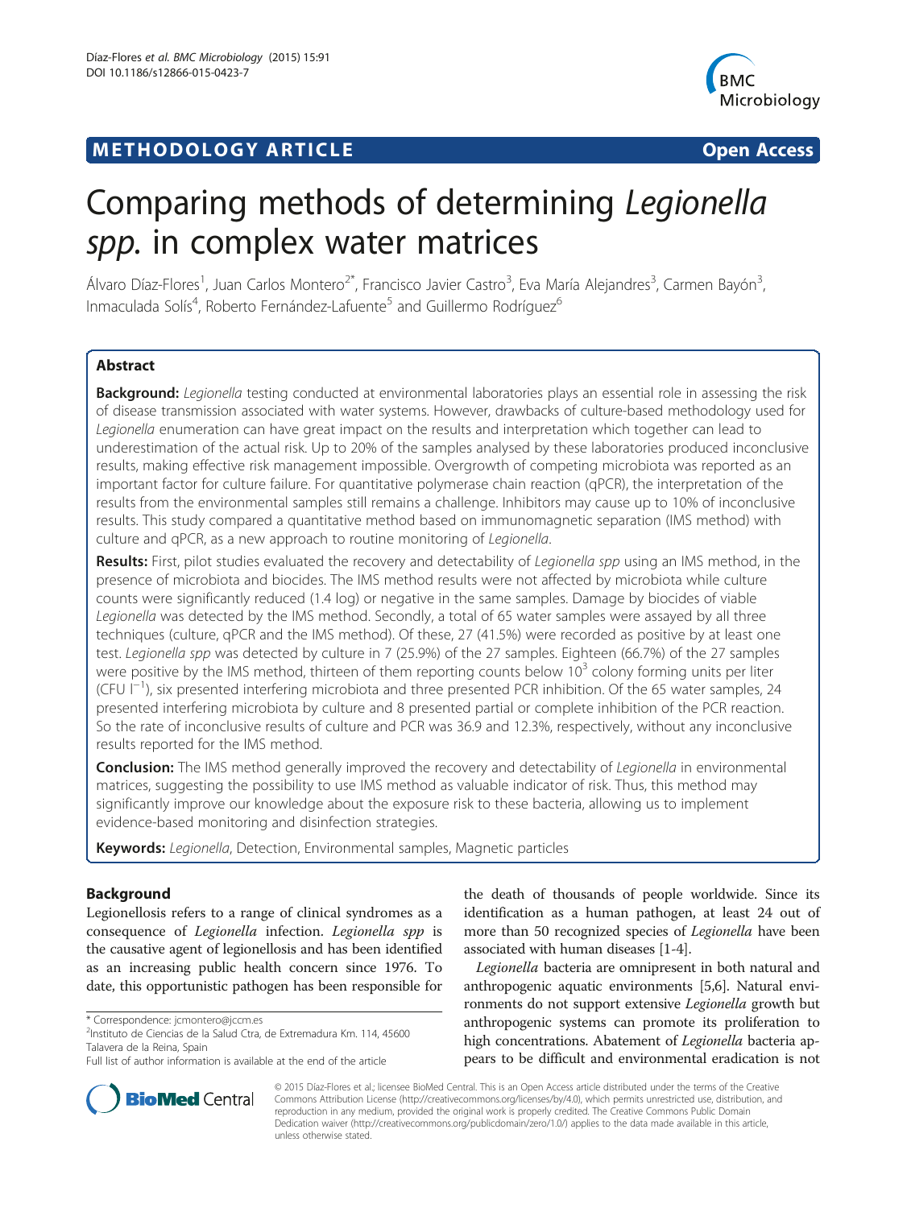**METHODOLOGY ARTICLE** **Open Access**

# Comparing methods of determining *Legionella spp*. in complex water matrices

Álvaro Díaz-Flores[1], Juan Carlos Montero[2*], Francisco Javier Castro[3], Eva María Alejandres[3], Carmen Bayón[3], Inmaculada Solís[4], Roberto Fernández-Lafuente[5] and Guillermo Rodríguez[6]

## Abstract

**Background:** *Legionella* testing conducted at environmental laboratories plays an essential role in assessing the risk of disease transmission associated with water systems. However, drawbacks of culture-based methodology used for *Legionella* enumeration can have great impact on the results and interpretation which together can lead to underestimation of the actual risk. Up to 20% of the samples analysed by these laboratories produced inconclusive results, making effective risk management impossible. Overgrowth of competing microbiota was reported as an important factor for culture failure. For quantitative polymerase chain reaction (qPCR), the interpretation of the results from the environmental samples still remains a challenge. Inhibitors may cause up to 10% of inconclusive results. This study compared a quantitative method based on immunomagnetic separation (IMS method) with culture and qPCR, as a new approach to routine monitoring of *Legionella*.

**Results:** First, pilot studies evaluated the recovery and detectability of *Legionella spp* using an IMS method, in the presence of microbiota and biocides. The IMS method results were not affected by microbiota while culture counts were significantly reduced (1.4 log) or negative in the same samples. Damage by biocides of viable *Legionella* was detected by the IMS method. Secondly, a total of 65 water samples were assayed by all three techniques (culture, qPCR and the IMS method). Of these, 27 (41.5%) were recorded as positive by at least one test. *Legionella spp* was detected by culture in 7 (25.9%) of the 27 samples. Eighteen (66.7%) of the 27 samples were positive by the IMS method, thirteen of them reporting counts below $10^3$ colony forming units per liter (CFU $l^{-1}$), six presented interfering microbiota and three presented PCR inhibition. Of the 65 water samples, 24 presented interfering microbiota by culture and 8 presented partial or complete inhibition of the PCR reaction. So the rate of inconclusive results of culture and PCR was 36.9 and 12.3%, respectively, without any inconclusive results reported for the IMS method.

**Conclusion:** The IMS method generally improved the recovery and detectability of *Legionella* in environmental matrices, suggesting the possibility to use IMS method as valuable indicator of risk. Thus, this method may significantly improve our knowledge about the exposure risk to these bacteria, allowing us to implement evidence-based monitoring and disinfection strategies.

**Keywords:** *Legionella*, Detection, Environmental samples, Magnetic particles

## Background

Legionellosis refers to a range of clinical syndromes as a consequence of *Legionella* infection. *Legionella spp* is the causative agent of legionellosis and has been identified as an increasing public health concern since 1976. To date, this opportunistic pathogen has been responsible for the death of thousands of people worldwide. Since its identification as a human pathogen, at least 24 out of more than 50 recognized species of *Legionella* have been associated with human diseases [1-4].

*Legionella* bacteria are omnipresent in both natural and anthropogenic aquatic environments [5,6]. Natural environments do not support extensive *Legionella* growth but anthropogenic systems can promote its proliferation to high concentrations. Abatement of *Legionella* bacteria appears to be difficult and environmental eradication is not

\* Correspondence: jcmontero@jccm.es
[2]Instituto de Ciencias de la Salud Ctra, de Extremadura Km. 114, 45600 Talavera de la Reina, Spain
Full list of author information is available at the end of the article

© 2015 Díaz-Flores et al.; licensee BioMed Central. This is an Open Access article distributed under the terms of the Creative Commons Attribution License (http://creativecommons.org/licenses/by/4.0), which permits unrestricted use, distribution, and reproduction in any medium, provided the original work is properly credited. The Creative Commons Public Domain Dedication waiver (http://creativecommons.org/publicdomain/zero/1.0/) applies to the data made available in this article, unless otherwise stated.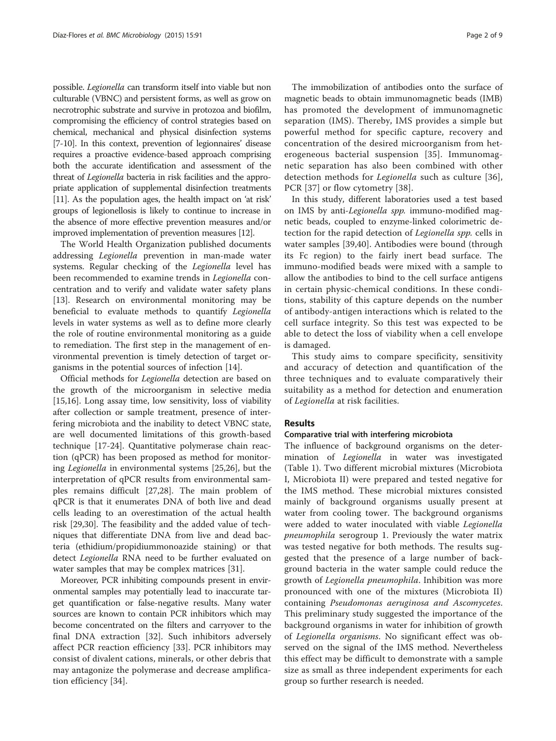possible. *Legionella* can transform itself into viable but non culturable (VBNC) and persistent forms, as well as grow on necrotrophic substrate and survive in protozoa and biofilm, compromising the efficiency of control strategies based on chemical, mechanical and physical disinfection systems [7-10]. In this context, prevention of legionnaires' disease requires a proactive evidence-based approach comprising both the accurate identification and assessment of the threat of *Legionella* bacteria in risk facilities and the appropriate application of supplemental disinfection treatments [11]. As the population ages, the health impact on 'at risk' groups of legionellosis is likely to continue to increase in the absence of more effective prevention measures and/or improved implementation of prevention measures [12].

The World Health Organization published documents addressing *Legionella* prevention in man-made water systems. Regular checking of the *Legionella* level has been recommended to examine trends in *Legionella* concentration and to verify and validate water safety plans [13]. Research on environmental monitoring may be beneficial to evaluate methods to quantify *Legionella* levels in water systems as well as to define more clearly the role of routine environmental monitoring as a guide to remediation. The first step in the management of environmental prevention is timely detection of target organisms in the potential sources of infection [14].

Official methods for *Legionella* detection are based on the growth of the microorganism in selective media [15,16]. Long assay time, low sensitivity, loss of viability after collection or sample treatment, presence of interfering microbiota and the inability to detect VBNC state, are well documented limitations of this growth-based technique [17-24]. Quantitative polymerase chain reaction (qPCR) has been proposed as method for monitoring *Legionella* in environmental systems [25,26], but the interpretation of qPCR results from environmental samples remains difficult [27,28]. The main problem of qPCR is that it enumerates DNA of both live and dead cells leading to an overestimation of the actual health risk [29,30]. The feasibility and the added value of techniques that differentiate DNA from live and dead bacteria (ethidium/propidiummonoazide staining) or that detect *Legionella* RNA need to be further evaluated on water samples that may be complex matrices [31].

Moreover, PCR inhibiting compounds present in environmental samples may potentially lead to inaccurate target quantification or false-negative results. Many water sources are known to contain PCR inhibitors which may become concentrated on the filters and carryover to the final DNA extraction [32]. Such inhibitors adversely affect PCR reaction efficiency [33]. PCR inhibitors may consist of divalent cations, minerals, or other debris that may antagonize the polymerase and decrease amplification efficiency [34].

The immobilization of antibodies onto the surface of magnetic beads to obtain immunomagnetic beads (IMB) has promoted the development of immunomagnetic separation (IMS). Thereby, IMS provides a simple but powerful method for specific capture, recovery and concentration of the desired microorganism from heterogeneous bacterial suspension [35]. Immunomagnetic separation has also been combined with other detection methods for *Legionella* such as culture [36], PCR [37] or flow cytometry [38].

In this study, different laboratories used a test based on IMS by anti-*Legionella spp.* immuno-modified magnetic beads, coupled to enzyme-linked colorimetric detection for the rapid detection of *Legionella spp.* cells in water samples [39,40]. Antibodies were bound (through its Fc region) to the fairly inert bead surface. The immuno-modified beads were mixed with a sample to allow the antibodies to bind to the cell surface antigens in certain physic-chemical conditions. In these conditions, stability of this capture depends on the number of antibody-antigen interactions which is related to the cell surface integrity. So this test was expected to be able to detect the loss of viability when a cell envelope is damaged.

This study aims to compare specificity, sensitivity and accuracy of detection and quantification of the three techniques and to evaluate comparatively their suitability as a method for detection and enumeration of *Legionella* at risk facilities.

## Results

### Comparative trial with interfering microbiota

The influence of background organisms on the determination of *Legionella* in water was investigated (Table 1). Two different microbial mixtures (Microbiota I, Microbiota II) were prepared and tested negative for the IMS method. These microbial mixtures consisted mainly of background organisms usually present at water from cooling tower. The background organisms were added to water inoculated with viable *Legionella pneumophila* serogroup 1. Previously the water matrix was tested negative for both methods. The results suggested that the presence of a large number of background bacteria in the water sample could reduce the growth of *Legionella pneumophila*. Inhibition was more pronounced with one of the mixtures (Microbiota II) containing *Pseudomonas aeruginosa and Ascomycetes.* This preliminary study suggested the importance of the background organisms in water for inhibition of growth of *Legionella organisms*. No significant effect was observed on the signal of the IMS method. Nevertheless this effect may be difficult to demonstrate with a sample size as small as three independent experiments for each group so further research is needed.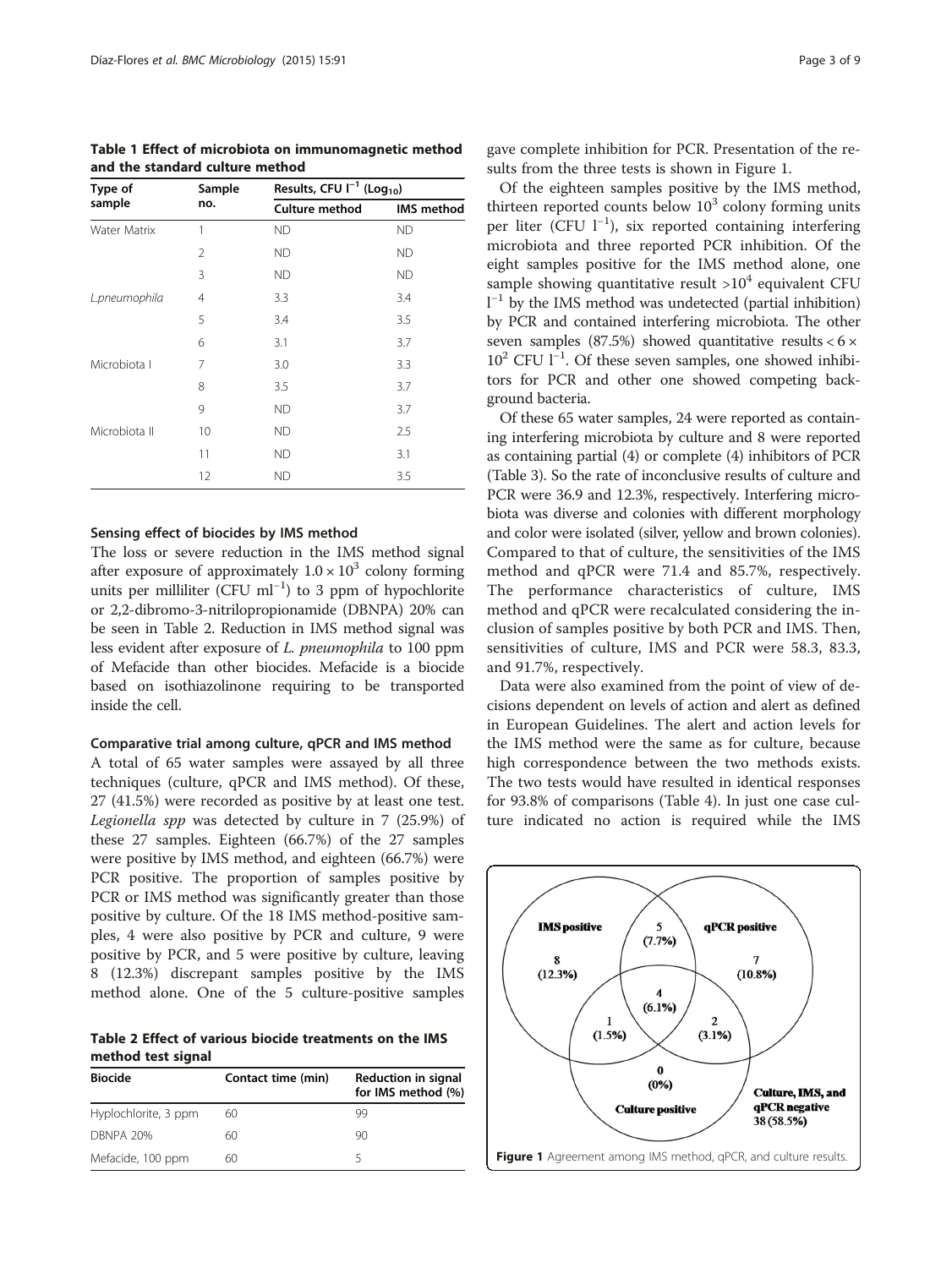**Table 1 Effect of microbiota on immunomagnetic method and the standard culture method**

| Type of sample | Sample no. | Results, CFU $l^{-1}$ ($Log_{10}$) | |
|---|---|---|---|
| | | Culture method | IMS method |
| Water Matrix | 1 | ND | ND |
| | 2 | ND | ND |
| | 3 | ND | ND |
| L.pneumophila | 4 | 3.3 | 3.4 |
| | 5 | 3.4 | 3.5 |
| | 6 | 3.1 | 3.7 |
| Microbiota I | 7 | 3.0 | 3.3 |
| | 8 | 3.5 | 3.7 |
| | 9 | ND | 3.7 |
| Microbiota II | 10 | ND | 2.5 |
| | 11 | ND | 3.1 |
| | 12 | ND | 3.5 |

### Sensing effect of biocides by IMS method

The loss or severe reduction in the IMS method signal after exposure of approximately $1.0 \times 10^3$ colony forming units per milliliter (CFU $ml^{-1}$) to 3 ppm of hypochlorite or 2,2-dibromo-3-nitrilopropionamide (DBNPA) 20% can be seen in Table 2. Reduction in IMS method signal was less evident after exposure of *L. pneumophila* to 100 ppm of Mefacide than other biocides. Mefacide is a biocide based on isothiazolinone requiring to be transported inside the cell.

### Comparative trial among culture, qPCR and IMS method

A total of 65 water samples were assayed by all three techniques (culture, qPCR and IMS method). Of these, 27 (41.5%) were recorded as positive by at least one test. *Legionella spp* was detected by culture in 7 (25.9%) of these 27 samples. Eighteen (66.7%) of the 27 samples were positive by IMS method, and eighteen (66.7%) were PCR positive. The proportion of samples positive by PCR or IMS method was significantly greater than those positive by culture. Of the 18 IMS method-positive samples, 4 were also positive by PCR and culture, 9 were positive by PCR, and 5 were positive by culture, leaving 8 (12.3%) discrepant samples positive by the IMS method alone. One of the 5 culture-positive samples gave complete inhibition for PCR. Presentation of the results from the three tests is shown in Figure 1.

**Table 2 Effect of various biocide treatments on the IMS method test signal**

| Biocide | Contact time (min) | Reduction in signal for IMS method (%) |
|---|---|---|
| Hyplochlorite, 3 ppm | 60 | 99 |
| DBNPA 20% | 60 | 90 |
| Mefacide, 100 ppm | 60 | 5 |

Of the eighteen samples positive by the IMS method, thirteen reported counts below $10^3$ colony forming units per liter (CFU $l^{-1}$), six reported containing interfering microbiota and three reported PCR inhibition. Of the eight samples positive for the IMS method alone, one sample showing quantitative result $>10^4$ equivalent CFU $l^{-1}$ by the IMS method was undetected (partial inhibition) by PCR and contained interfering microbiota. The other seven samples (87.5%) showed quantitative results $< 6 \times 10^2$ CFU $l^{-1}$. Of these seven samples, one showed inhibitors for PCR and other one showed competing background bacteria.

Of these 65 water samples, 24 were reported as containing interfering microbiota by culture and 8 were reported as containing partial (4) or complete (4) inhibitors of PCR (Table 3). So the rate of inconclusive results of culture and PCR were 36.9 and 12.3%, respectively. Interfering microbiota was diverse and colonies with different morphology and color were isolated (silver, yellow and brown colonies). Compared to that of culture, the sensitivities of the IMS method and qPCR were 71.4 and 85.7%, respectively. The performance characteristics of culture, IMS method and qPCR were recalculated considering the inclusion of samples positive by both PCR and IMS. Then, sensitivities of culture, IMS and PCR were 58.3, 83.3, and 91.7%, respectively.

Data were also examined from the point of view of decisions dependent on levels of action and alert as defined in European Guidelines. The alert and action levels for the IMS method were the same as for culture, because high correspondence between the two methods exists. The two tests would have resulted in identical responses for 93.8% of comparisons (Table 4). In just one case culture indicated no action is required while the IMS

**Figure 1** Agreement among IMS method, qPCR, and culture results.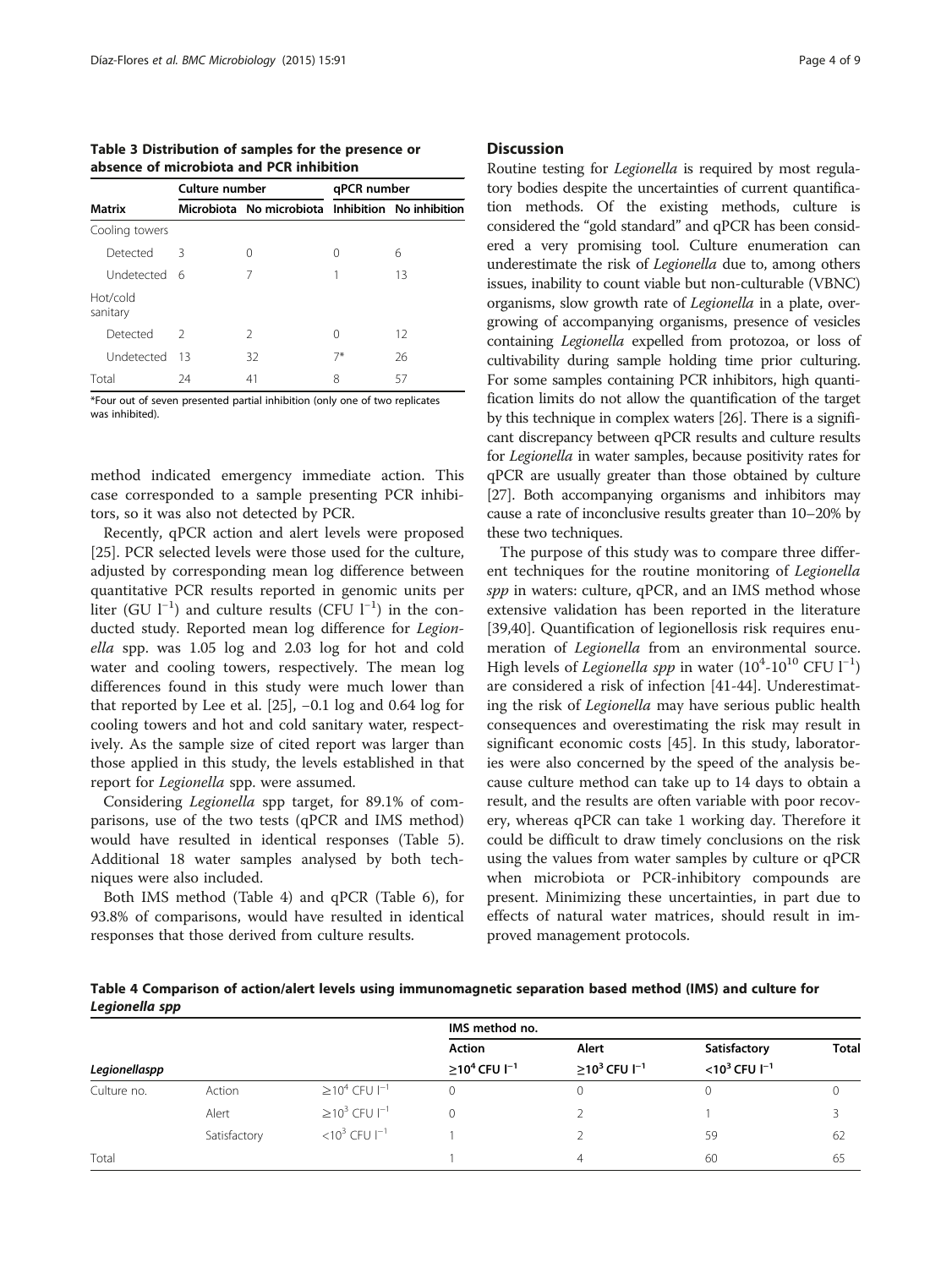**Table 3 Distribution of samples for the presence or absence of microbiota and PCR inhibition**

| Matrix | Culture number | | qPCR number | |
|---|---|---|---|---|
| | Microbiota | No microbiota | Inhibition | No inhibition |
| Cooling towers | | | | |
| Detected | 3 | 0 | 0 | 6 |
| Undetected | 6 | 7 | 1 | 13 |
| Hot/cold sanitary | | | | |
| Detected | 2 | 2 | 0 | 12 |
| Undetected | 13 | 32 | 7* | 26 |
| Total | 24 | 41 | 8 | 57 |

*Four out of seven presented partial inhibition (only one of two replicates was inhibited).

method indicated emergency immediate action. This case corresponded to a sample presenting PCR inhibitors, so it was also not detected by PCR.

Recently, qPCR action and alert levels were proposed [25]. PCR selected levels were those used for the culture, adjusted by corresponding mean log difference between quantitative PCR results reported in genomic units per liter (GU $l^{-1}$) and culture results (CFU $l^{-1}$) in the conducted study. Reported mean log difference for *Legionella* spp. was 1.05 log and 2.03 log for hot and cold water and cooling towers, respectively. The mean log differences found in this study were much lower than that reported by Lee et al. [25], −0.1 log and 0.64 log for cooling towers and hot and cold sanitary water, respectively. As the sample size of cited report was larger than those applied in this study, the levels established in that report for *Legionella* spp. were assumed.

Considering *Legionella* spp target, for 89.1% of comparisons, use of the two tests (qPCR and IMS method) would have resulted in identical responses (Table 5). Additional 18 water samples analysed by both techniques were also included.

Both IMS method (Table 4) and qPCR (Table 6), for 93.8% of comparisons, would have resulted in identical responses that those derived from culture results.

## Discussion

Routine testing for *Legionella* is required by most regulatory bodies despite the uncertainties of current quantification methods. Of the existing methods, culture is considered the "gold standard" and qPCR has been considered a very promising tool. Culture enumeration can underestimate the risk of *Legionella* due to, among others issues, inability to count viable but non-culturable (VBNC) organisms, slow growth rate of *Legionella* in a plate, overgrowing of accompanying organisms, presence of vesicles containing *Legionella* expelled from protozoa, or loss of cultivability during sample holding time prior culturing. For some samples containing PCR inhibitors, high quantification limits do not allow the quantification of the target by this technique in complex waters [26]. There is a significant discrepancy between qPCR results and culture results for *Legionella* in water samples, because positivity rates for qPCR are usually greater than those obtained by culture [27]. Both accompanying organisms and inhibitors may cause a rate of inconclusive results greater than 10–20% by these two techniques.

The purpose of this study was to compare three different techniques for the routine monitoring of *Legionella spp* in waters: culture, qPCR, and an IMS method whose extensive validation has been reported in the literature [39,40]. Quantification of legionellosis risk requires enumeration of *Legionella* from an environmental source. High levels of *Legionella spp* in water ($10^4$-$10^{10}$ CFU $l^{-1}$) are considered a risk of infection [41-44]. Underestimating the risk of *Legionella* may have serious public health consequences and overestimating the risk may result in significant economic costs [45]. In this study, laboratories were also concerned by the speed of the analysis because culture method can take up to 14 days to obtain a result, and the results are often variable with poor recovery, whereas qPCR can take 1 working day. Therefore it could be difficult to draw timely conclusions on the risk using the values from water samples by culture or qPCR when microbiota or PCR-inhibitory compounds are present. Minimizing these uncertainties, in part due to effects of natural water matrices, should result in improved management protocols.

**Table 4 Comparison of action/alert levels using immunomagnetic separation based method (IMS) and culture for *Legionella spp***

| *Legionellaspp* | | | IMS method no. | | | |
|---|---|---|---|---|---|---|
| | | | Action | Alert | Satisfactory | Total |
| | | | $\geq 10^4$ CFU $l^{-1}$ | $\geq 10^3$ CFU $l^{-1}$ | $<10^3$ CFU $l^{-1}$ | |
| Culture no. | Action | $\geq 10^4$ CFU $l^{-1}$ | 0 | 0 | 0 | 0 |
| | Alert | $\geq 10^3$ CFU $l^{-1}$ | 0 | 2 | 1 | 3 |
| | Satisfactory | $<10^3$ CFU $l^{-1}$ | 1 | 2 | 59 | 62 |
| Total | | | 1 | 4 | 60 | 65 |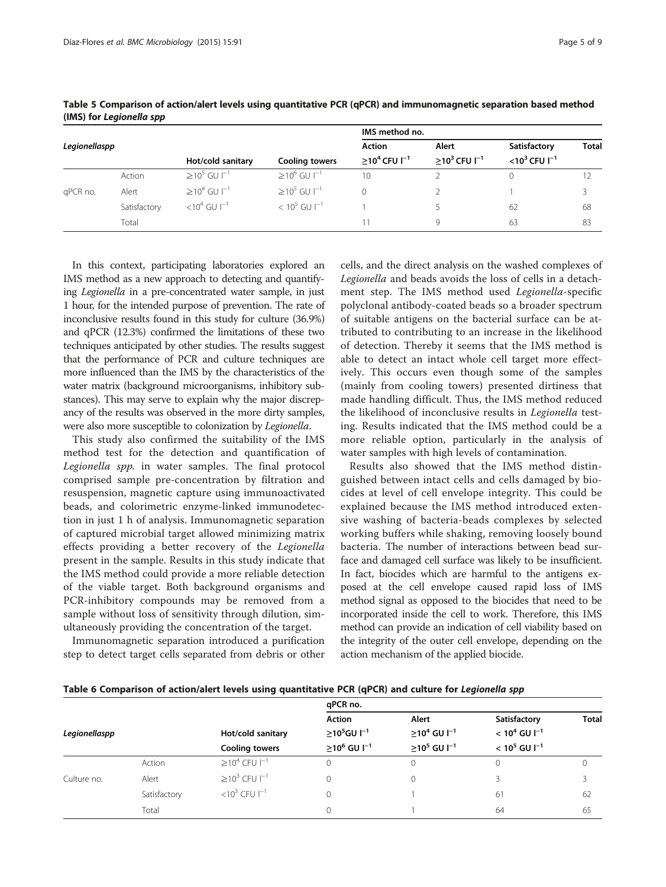**Table 5 Comparison of action/alert levels using quantitative PCR (qPCR) and immunomagnetic separation based method (IMS) for *Legionella spp***

| *Legionellaspp* | | | | IMS method no. | | | |
|---|---|---|---|---|---|---|---|
| | | | | Action | Alert | Satisfactory | Total |
| | | Hot/cold sanitary | Cooling towers | $\geq 10^4$ CFU $l^{-1}$ | $\geq 10^3$ CFU $l^{-1}$ | $<10^3$ CFU $l^{-1}$ | |
| qPCR no. | Action | $\geq 10^5$ GU $l^{-1}$ | $\geq 10^6$ GU $l^{-1}$ | 10 | 2 | 0 | 12 |
| | Alert | $\geq 10^4$ GU $l^{-1}$ | $\geq 10^5$ GU $l^{-1}$ | 0 | 2 | 1 | 3 |
| | Satisfactory | $<10^4$ GU $l^{-1}$ | $< 10^5$ GU $l^{-1}$ | 1 | 5 | 62 | 68 |
| | Total | | | 11 | 9 | 63 | 83 |

In this context, participating laboratories explored an IMS method as a new approach to detecting and quantifying *Legionella* in a pre-concentrated water sample, in just 1 hour, for the intended purpose of prevention. The rate of inconclusive results found in this study for culture (36.9%) and qPCR (12.3%) confirmed the limitations of these two techniques anticipated by other studies. The results suggest that the performance of PCR and culture techniques are more influenced than the IMS by the characteristics of the water matrix (background microorganisms, inhibitory substances). This may serve to explain why the major discrepancy of the results was observed in the more dirty samples, were also more susceptible to colonization by *Legionella*.

This study also confirmed the suitability of the IMS method test for the detection and quantification of *Legionella spp.* in water samples. The final protocol comprised sample pre-concentration by filtration and resuspension, magnetic capture using immunoactivated beads, and colorimetric enzyme-linked immunodetection in just 1 h of analysis. Immunomagnetic separation of captured microbial target allowed minimizing matrix effects providing a better recovery of the *Legionella* present in the sample. Results in this study indicate that the IMS method could provide a more reliable detection of the viable target. Both background organisms and PCR-inhibitory compounds may be removed from a sample without loss of sensitivity through dilution, simultaneously providing the concentration of the target.

Immunomagnetic separation introduced a purification step to detect target cells separated from debris or other cells, and the direct analysis on the washed complexes of *Legionella* and beads avoids the loss of cells in a detachment step. The IMS method used *Legionella*-specific polyclonal antibody-coated beads so a broader spectrum of suitable antigens on the bacterial surface can be attributed to contributing to an increase in the likelihood of detection. Thereby it seems that the IMS method is able to detect an intact whole cell target more effectively. This occurs even though some of the samples (mainly from cooling towers) presented dirtiness that made handling difficult. Thus, the IMS method reduced the likelihood of inconclusive results in *Legionella* testing. Results indicated that the IMS method could be a more reliable option, particularly in the analysis of water samples with high levels of contamination.

Results also showed that the IMS method distinguished between intact cells and cells damaged by biocides at level of cell envelope integrity. This could be explained because the IMS method introduced extensive washing of bacteria-beads complexes by selected working buffers while shaking, removing loosely bound bacteria. The number of interactions between bead surface and damaged cell surface was likely to be insufficient. In fact, biocides which are harmful to the antigens exposed at the cell envelope caused rapid loss of IMS method signal as opposed to the biocides that need to be incorporated inside the cell to work. Therefore, this IMS method can provide an indication of cell viability based on the integrity of the outer cell envelope, depending on the action mechanism of the applied biocide.

**Table 6 Comparison of action/alert levels using quantitative PCR (qPCR) and culture for *Legionella spp***

| *Legionellaspp* | | | qPCR no. | | | |
|---|---|---|---|---|---|---|
| | | | Action | Alert | Satisfactory | Total |
| | | Hot/cold sanitary | $\geq 10^5$GU $l^{-1}$ | $\geq 10^4$ GU $l^{-1}$ | $< 10^4$ GU $l^{-1}$ | |
| | | Cooling towers | $\geq 10^6$ GU $l^{-1}$ | $\geq 10^5$ GU $l^{-1}$ | $< 10^5$ GU $l^{-1}$ | |
| Culture no. | Action | $\geq 10^4$ CFU $l^{-1}$ | 0 | 0 | 0 | 0 |
| | Alert | $\geq 10^3$ CFU $l^{-1}$ | 0 | 0 | 3 | 3 |
| | Satisfactory | $<10^3$ CFU $l^{-1}$ | 0 | 1 | 61 | 62 |
| | Total | | 0 | 1 | 64 | 65 |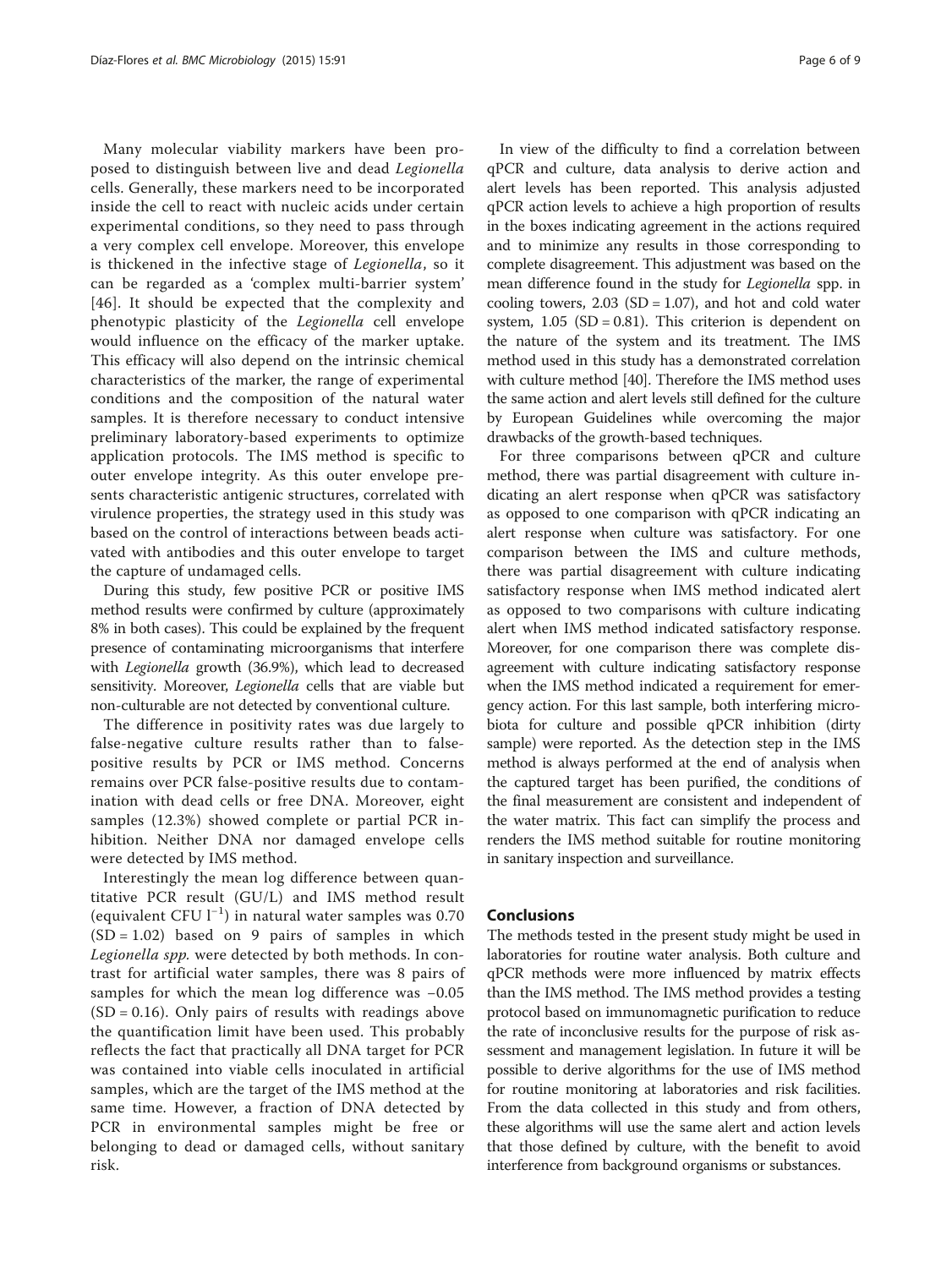Many molecular viability markers have been proposed to distinguish between live and dead *Legionella* cells. Generally, these markers need to be incorporated inside the cell to react with nucleic acids under certain experimental conditions, so they need to pass through a very complex cell envelope. Moreover, this envelope is thickened in the infective stage of *Legionella*, so it can be regarded as a 'complex multi-barrier system' [46]. It should be expected that the complexity and phenotypic plasticity of the *Legionella* cell envelope would influence on the efficacy of the marker uptake. This efficacy will also depend on the intrinsic chemical characteristics of the marker, the range of experimental conditions and the composition of the natural water samples. It is therefore necessary to conduct intensive preliminary laboratory-based experiments to optimize application protocols. The IMS method is specific to outer envelope integrity. As this outer envelope presents characteristic antigenic structures, correlated with virulence properties, the strategy used in this study was based on the control of interactions between beads activated with antibodies and this outer envelope to target the capture of undamaged cells.

During this study, few positive PCR or positive IMS method results were confirmed by culture (approximately 8% in both cases). This could be explained by the frequent presence of contaminating microorganisms that interfere with *Legionella* growth (36.9%), which lead to decreased sensitivity. Moreover, *Legionella* cells that are viable but non-culturable are not detected by conventional culture.

The difference in positivity rates was due largely to false-negative culture results rather than to false-positive results by PCR or IMS method. Concerns remains over PCR false-positive results due to contamination with dead cells or free DNA. Moreover, eight samples (12.3%) showed complete or partial PCR inhibition. Neither DNA nor damaged envelope cells were detected by IMS method.

Interestingly the mean log difference between quantitative PCR result (GU/L) and IMS method result (equivalent CFU $l^{-1}$) in natural water samples was 0.70 (SD = 1.02) based on 9 pairs of samples in which *Legionella spp.* were detected by both methods. In contrast for artificial water samples, there was 8 pairs of samples for which the mean log difference was −0.05 (SD = 0.16). Only pairs of results with readings above the quantification limit have been used. This probably reflects the fact that practically all DNA target for PCR was contained into viable cells inoculated in artificial samples, which are the target of the IMS method at the same time. However, a fraction of DNA detected by PCR in environmental samples might be free or belonging to dead or damaged cells, without sanitary risk.

In view of the difficulty to find a correlation between qPCR and culture, data analysis to derive action and alert levels has been reported. This analysis adjusted qPCR action levels to achieve a high proportion of results in the boxes indicating agreement in the actions required and to minimize any results in those corresponding to complete disagreement. This adjustment was based on the mean difference found in the study for *Legionella* spp. in cooling towers, 2.03 (SD = 1.07), and hot and cold water system, 1.05 (SD = 0.81). This criterion is dependent on the nature of the system and its treatment. The IMS method used in this study has a demonstrated correlation with culture method [40]. Therefore the IMS method uses the same action and alert levels still defined for the culture by European Guidelines while overcoming the major drawbacks of the growth-based techniques.

For three comparisons between qPCR and culture method, there was partial disagreement with culture indicating an alert response when qPCR was satisfactory as opposed to one comparison with qPCR indicating an alert response when culture was satisfactory. For one comparison between the IMS and culture methods, there was partial disagreement with culture indicating satisfactory response when IMS method indicated alert as opposed to two comparisons with culture indicating alert when IMS method indicated satisfactory response. Moreover, for one comparison there was complete disagreement with culture indicating satisfactory response when the IMS method indicated a requirement for emergency action. For this last sample, both interfering microbiota for culture and possible qPCR inhibition (dirty sample) were reported. As the detection step in the IMS method is always performed at the end of analysis when the captured target has been purified, the conditions of the final measurement are consistent and independent of the water matrix. This fact can simplify the process and renders the IMS method suitable for routine monitoring in sanitary inspection and surveillance.

## Conclusions

The methods tested in the present study might be used in laboratories for routine water analysis. Both culture and qPCR methods were more influenced by matrix effects than the IMS method. The IMS method provides a testing protocol based on immunomagnetic purification to reduce the rate of inconclusive results for the purpose of risk assessment and management legislation. In future it will be possible to derive algorithms for the use of IMS method for routine monitoring at laboratories and risk facilities. From the data collected in this study and from others, these algorithms will use the same alert and action levels that those defined by culture, with the benefit to avoid interference from background organisms or substances.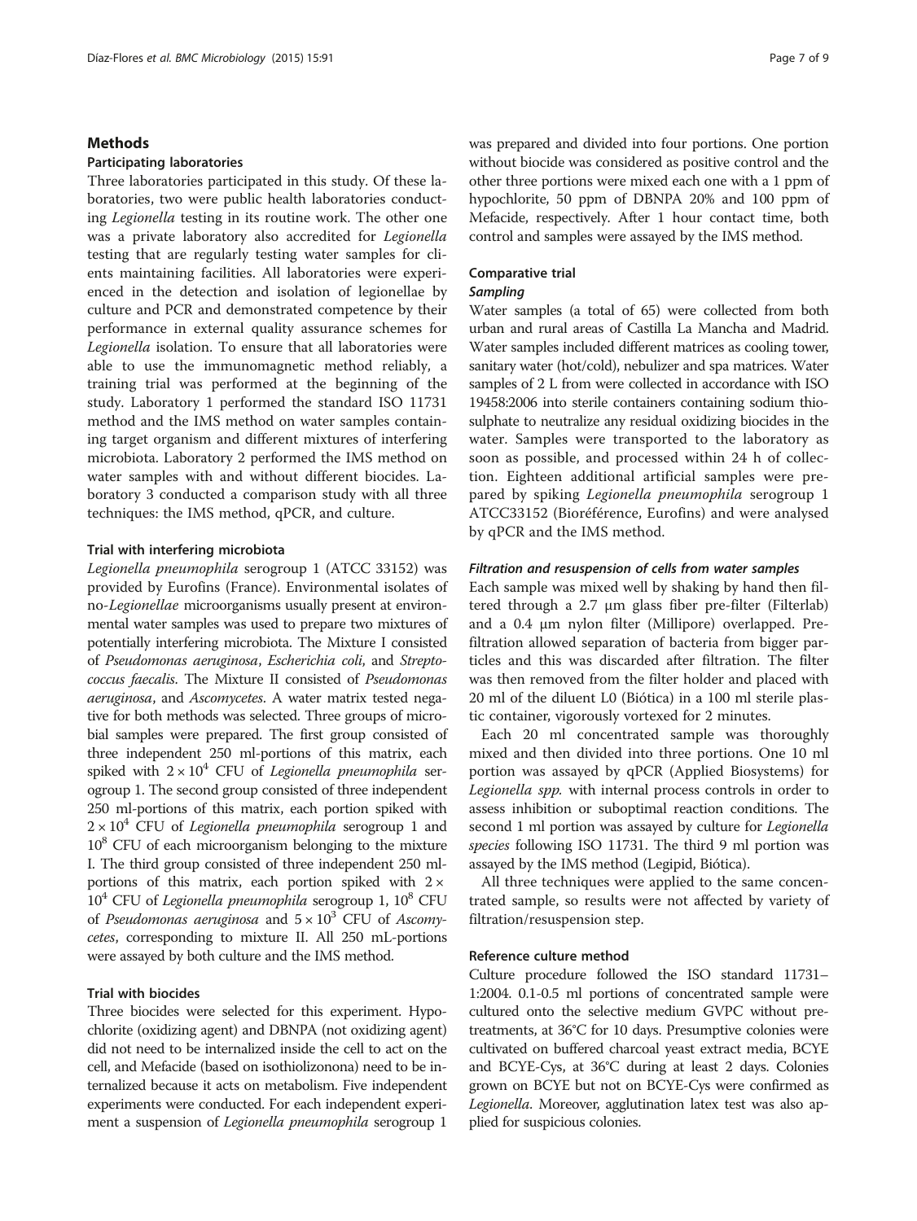## Methods

### Participating laboratories

Three laboratories participated in this study. Of these laboratories, two were public health laboratories conducting *Legionella* testing in its routine work. The other one was a private laboratory also accredited for *Legionella* testing that are regularly testing water samples for clients maintaining facilities. All laboratories were experienced in the detection and isolation of legionellae by culture and PCR and demonstrated competence by their performance in external quality assurance schemes for *Legionella* isolation. To ensure that all laboratories were able to use the immunomagnetic method reliably, a training trial was performed at the beginning of the study. Laboratory 1 performed the standard ISO 11731 method and the IMS method on water samples containing target organism and different mixtures of interfering microbiota. Laboratory 2 performed the IMS method on water samples with and without different biocides. Laboratory 3 conducted a comparison study with all three techniques: the IMS method, qPCR, and culture.

### Trial with interfering microbiota

*Legionella pneumophila* serogroup 1 (ATCC 33152) was provided by Eurofins (France). Environmental isolates of no-*Legionellae* microorganisms usually present at environmental water samples was used to prepare two mixtures of potentially interfering microbiota. The Mixture I consisted of *Pseudomonas aeruginosa*, *Escherichia coli*, and *Streptococcus faecalis*. The Mixture II consisted of *Pseudomonas aeruginosa*, and *Ascomycetes*. A water matrix tested negative for both methods was selected. Three groups of microbial samples were prepared. The first group consisted of three independent 250 ml-portions of this matrix, each spiked with $2 \times 10^4$ CFU of *Legionella pneumophila* serogroup 1. The second group consisted of three independent 250 ml-portions of this matrix, each portion spiked with $2 \times 10^4$ CFU of *Legionella pneumophila* serogroup 1 and $10^8$ CFU of each microorganism belonging to the mixture I. The third group consisted of three independent 250 ml-portions of this matrix, each portion spiked with $2 \times 10^4$ CFU of *Legionella pneumophila* serogroup 1, $10^8$ CFU of *Pseudomonas aeruginosa* and $5 \times 10^3$ CFU of *Ascomycetes*, corresponding to mixture II. All 250 mL-portions were assayed by both culture and the IMS method.

### Trial with biocides

Three biocides were selected for this experiment. Hypochlorite (oxidizing agent) and DBNPA (not oxidizing agent) did not need to be internalized inside the cell to act on the cell, and Mefacide (based on isothiolizonona) need to be internalized because it acts on metabolism. Five independent experiments were conducted. For each independent experiment a suspension of *Legionella pneumophila* serogroup 1 was prepared and divided into four portions. One portion without biocide was considered as positive control and the other three portions were mixed each one with a 1 ppm of hypochlorite, 50 ppm of DBNPA 20% and 100 ppm of Mefacide, respectively. After 1 hour contact time, both control and samples were assayed by the IMS method.

### Comparative trial

#### *Sampling*

Water samples (a total of 65) were collected from both urban and rural areas of Castilla La Mancha and Madrid. Water samples included different matrices as cooling tower, sanitary water (hot/cold), nebulizer and spa matrices. Water samples of 2 L from were collected in accordance with ISO 19458:2006 into sterile containers containing sodium thiosulphate to neutralize any residual oxidizing biocides in the water. Samples were transported to the laboratory as soon as possible, and processed within 24 h of collection. Eighteen additional artificial samples were prepared by spiking *Legionella pneumophila* serogroup 1 ATCC33152 (Bioréférence, Eurofins) and were analysed by qPCR and the IMS method.

#### *Filtration and resuspension of cells from water samples*

Each sample was mixed well by shaking by hand then filtered through a 2.7 μm glass fiber pre-filter (Filterlab) and a 0.4 μm nylon filter (Millipore) overlapped. Prefiltration allowed separation of bacteria from bigger particles and this was discarded after filtration. The filter was then removed from the filter holder and placed with 20 ml of the diluent L0 (Biótica) in a 100 ml sterile plastic container, vigorously vortexed for 2 minutes.

Each 20 ml concentrated sample was thoroughly mixed and then divided into three portions. One 10 ml portion was assayed by qPCR (Applied Biosystems) for *Legionella spp.* with internal process controls in order to assess inhibition or suboptimal reaction conditions. The second 1 ml portion was assayed by culture for *Legionella species* following ISO 11731. The third 9 ml portion was assayed by the IMS method (Legipid, Biótica).

All three techniques were applied to the same concentrated sample, so results were not affected by variety of filtration/resuspension step.

### Reference culture method

Culture procedure followed the ISO standard 11731–1:2004. 0.1-0.5 ml portions of concentrated sample were cultured onto the selective medium GVPC without pretreatments, at 36°C for 10 days. Presumptive colonies were cultivated on buffered charcoal yeast extract media, BCYE and BCYE-Cys, at 36°C during at least 2 days. Colonies grown on BCYE but not on BCYE-Cys were confirmed as *Legionella*. Moreover, agglutination latex test was also applied for suspicious colonies.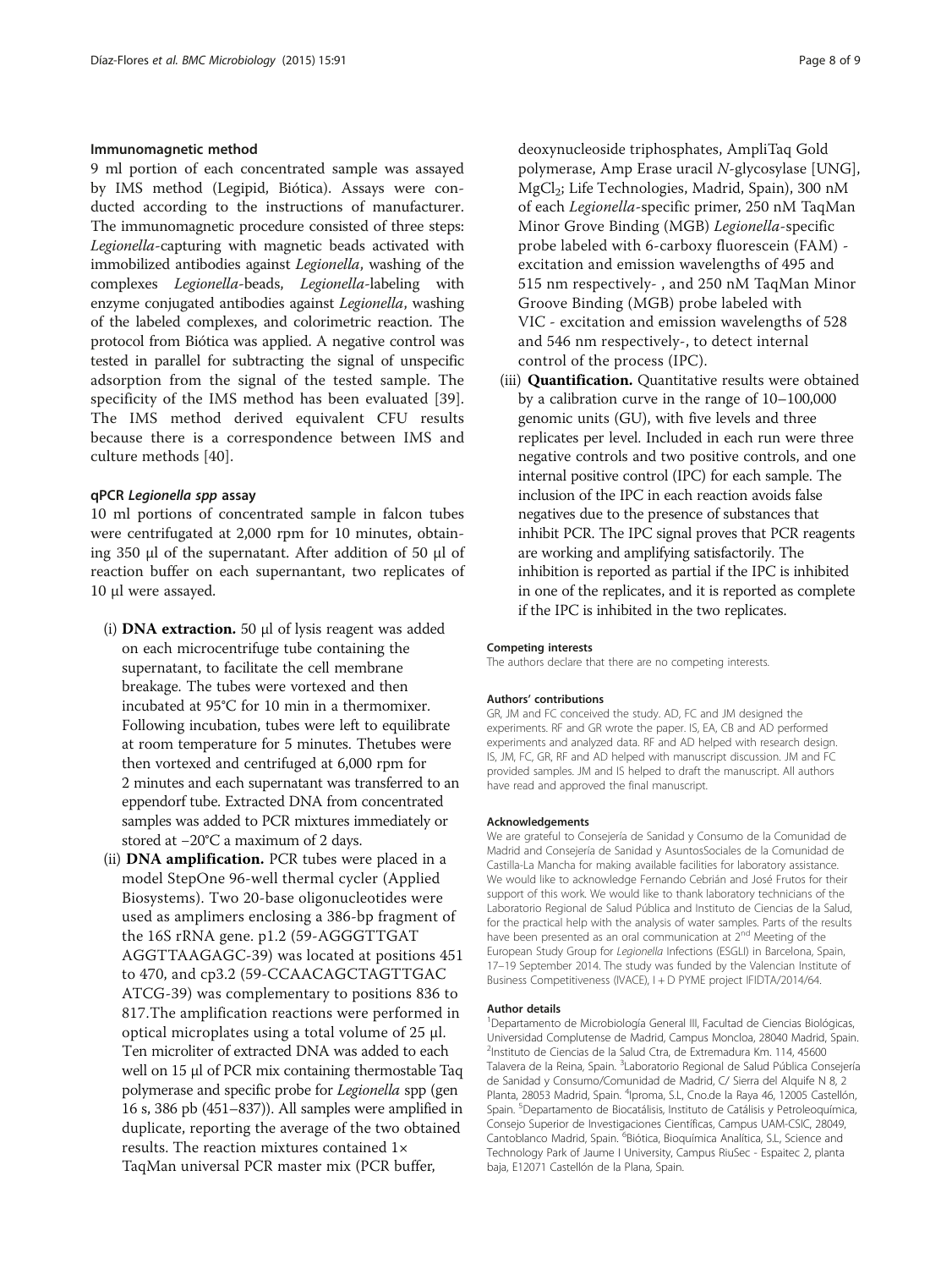#### Immunomagnetic method

9 ml portion of each concentrated sample was assayed by IMS method (Legipid, Biótica). Assays were conducted according to the instructions of manufacturer. The immunomagnetic procedure consisted of three steps: *Legionella*-capturing with magnetic beads activated with immobilized antibodies against *Legionella*, washing of the complexes *Legionella*-beads, *Legionella*-labeling with enzyme conjugated antibodies against *Legionella*, washing of the labeled complexes, and colorimetric reaction. The protocol from Biótica was applied. A negative control was tested in parallel for subtracting the signal of unspecific adsorption from the signal of the tested sample. The specificity of the IMS method has been evaluated [39]. The IMS method derived equivalent CFU results because there is a correspondence between IMS and culture methods [40].

#### qPCR *Legionella spp* assay

10 ml portions of concentrated sample in falcon tubes were centrifugated at 2,000 rpm for 10 minutes, obtaining 350 μl of the supernatant. After addition of 50 μl of reaction buffer on each supernantant, two replicates of 10 μl were assayed.

(i) **DNA extraction.** 50 μl of lysis reagent was added on each microcentrifuge tube containing the supernatant, to facilitate the cell membrane breakage. The tubes were vortexed and then incubated at 95°C for 10 min in a thermomixer. Following incubation, tubes were left to equilibrate at room temperature for 5 minutes. Thetubes were then vortexed and centrifuged at 6,000 rpm for 2 minutes and each supernatant was transferred to an eppendorf tube. Extracted DNA from concentrated samples was added to PCR mixtures immediately or stored at −20°C a maximum of 2 days.

(ii) **DNA amplification.** PCR tubes were placed in a model StepOne 96-well thermal cycler (Applied Biosystems). Two 20-base oligonucleotides were used as amplimers enclosing a 386-bp fragment of the 16S rRNA gene. p1.2 (59-AGGGTTGAT AGGTTAAGAGC-39) was located at positions 451 to 470, and cp3.2 (59-CCAACAGCTAGTTGAC ATCG-39) was complementary to positions 836 to 817.The amplification reactions were performed in optical microplates using a total volume of 25 μl. Ten microliter of extracted DNA was added to each well on 15 μl of PCR mix containing thermostable Taq polymerase and specific probe for *Legionella* spp (gen 16 s, 386 pb (451–837)). All samples were amplified in duplicate, reporting the average of the two obtained results. The reaction mixtures contained 1× TaqMan universal PCR master mix (PCR buffer, deoxynucleoside triphosphates, AmpliTaq Gold polymerase, Amp Erase uracil *N*-glycosylase [UNG], $MgCl_2$; Life Technologies, Madrid, Spain), 300 nM of each *Legionella*-specific primer, 250 nM TaqMan Minor Grove Binding (MGB) *Legionella*-specific probe labeled with 6-carboxy fluorescein (FAM) - excitation and emission wavelengths of 495 and 515 nm respectively- , and 250 nM TaqMan Minor Groove Binding (MGB) probe labeled with VIC - excitation and emission wavelengths of 528 and 546 nm respectively-, to detect internal control of the process (IPC).

(iii) **Quantification.** Quantitative results were obtained by a calibration curve in the range of 10–100,000 genomic units (GU), with five levels and three replicates per level. Included in each run were three negative controls and two positive controls, and one internal positive control (IPC) for each sample. The inclusion of the IPC in each reaction avoids false negatives due to the presence of substances that inhibit PCR. The IPC signal proves that PCR reagents are working and amplifying satisfactorily. The inhibition is reported as partial if the IPC is inhibited in one of the replicates, and it is reported as complete if the IPC is inhibited in the two replicates.

#### Competing interests

The authors declare that there are no competing interests.

#### Authors' contributions

GR, JM and FC conceived the study. AD, FC and JM designed the experiments. RF and GR wrote the paper. IS, EA, CB and AD performed experiments and analyzed data. RF and AD helped with research design. IS, JM, FC, GR, RF and AD helped with manuscript discussion. JM and FC provided samples. JM and IS helped to draft the manuscript. All authors have read and approved the final manuscript.

#### Acknowledgements

We are grateful to Consejería de Sanidad y Consumo de la Comunidad de Madrid and Consejería de Sanidad y AsuntosSociales de la Comunidad de Castilla-La Mancha for making available facilities for laboratory assistance. We would like to acknowledge Fernando Cebrián and José Frutos for their support of this work. We would like to thank laboratory technicians of the Laboratorio Regional de Salud Pública and Instituto de Ciencias de la Salud, for the practical help with the analysis of water samples. Parts of the results have been presented as an oral communication at 2nd Meeting of the European Study Group for *Legionella* Infections (ESGLI) in Barcelona, Spain, 17–19 September 2014. The study was funded by the Valencian Institute of Business Competitiveness (IVACE), I + D PYME project IFIDTA/2014/64.

#### Author details

[1]Departamento de Microbiología General III, Facultad de Ciencias Biológicas, Universidad Complutense de Madrid, Campus Moncloa, 28040 Madrid, Spain. [2]Instituto de Ciencias de la Salud Ctra, de Extremadura Km. 114, 45600 Talavera de la Reina, Spain. [3]Laboratorio Regional de Salud Pública Consejería de Sanidad y Consumo/Comunidad de Madrid, C/ Sierra del Alquife N 8, 2 Planta, 28053 Madrid, Spain. [4]Iproma, S.L, Cno.de la Raya 46, 12005 Castellón, Spain. [5]Departamento de Biocatálisis, Instituto de Catálisis y Petroleoquímica, Consejo Superior de Investigaciones Científicas, Campus UAM-CSIC, 28049, Cantoblanco Madrid, Spain. [6]Biótica, Bioquímica Analítica, S.L, Science and Technology Park of Jaume I University, Campus RiuSec - Espaitec 2, planta baja, E12071 Castellón de la Plana, Spain.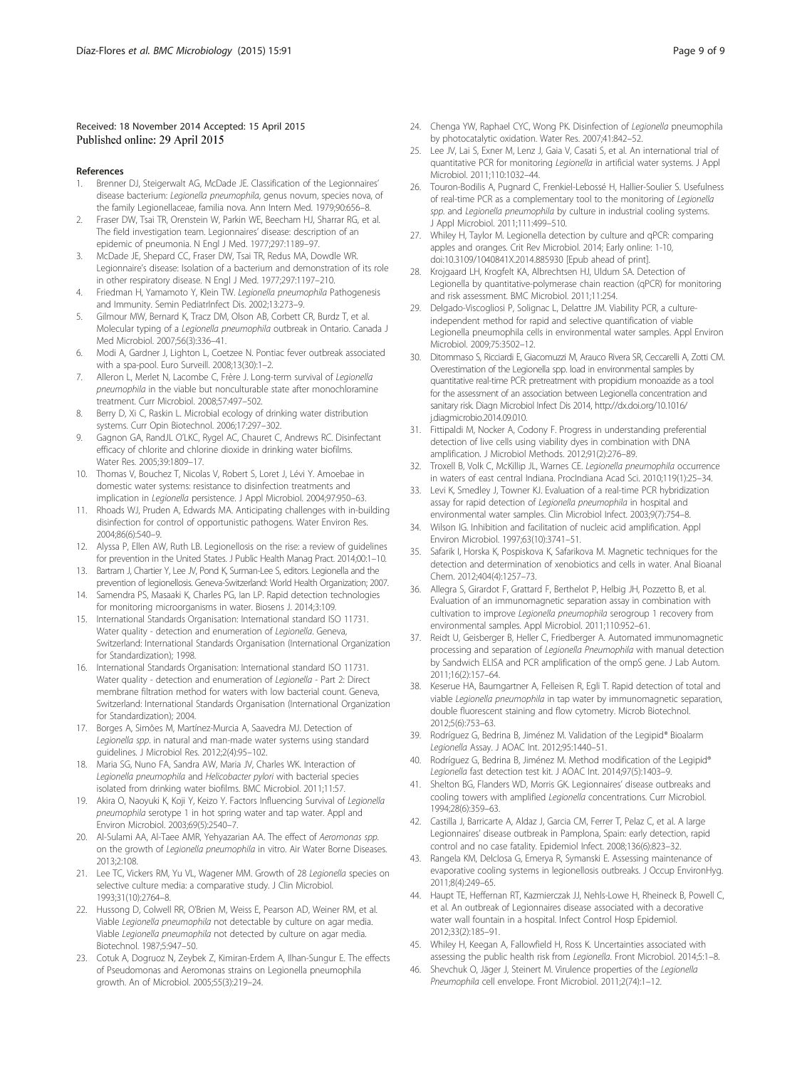Received: 18 November 2014 Accepted: 15 April 2015
Published online: 29 April 2015

## References

1. Brenner DJ, Steigerwalt AG, McDade JE. Classification of the Legionnaires' disease bacterium: *Legionella pneumophila*, genus novum, species nova, of the family Legionellaceae, familia nova. Ann Intern Med. 1979;90:656–8.
2. Fraser DW, Tsai TR, Orenstein W, Parkin WE, Beecham HJ, Sharrar RG, et al. The field investigation team. Legionnaires' disease: description of an epidemic of pneumonia. N Engl J Med. 1977;297:1189–97.
3. McDade JE, Shepard CC, Fraser DW, Tsai TR, Redus MA, Dowdle WR. Legionnaire's disease: Isolation of a bacterium and demonstration of its role in other respiratory disease. N Engl J Med. 1977;297:1197–210.
4. Friedman H, Yamamoto Y, Klein TW. *Legionella pneumophila* Pathogenesis and Immunity. Semin PediatrInfect Dis. 2002;13:273–9.
5. Gilmour MW, Bernard K, Tracz DM, Olson AB, Corbett CR, Burdz T, et al. Molecular typing of a *Legionella pneumophila* outbreak in Ontario. Canada J Med Microbiol. 2007;56(3):336–41.
6. Modi A, Gardner J, Lighton L, Coetzee N. Pontiac fever outbreak associated with a spa-pool. Euro Surveill. 2008;13(30):1–2.
7. Alleron L, Merlet N, Lacombe C, Frère J. Long-term survival of *Legionella pneumophila* in the viable but nonculturable state after monochloramine treatment. Curr Microbiol. 2008;57:497–502.
8. Berry D, Xi C, Raskin L. Microbial ecology of drinking water distribution systems. Curr Opin Biotechnol. 2006;17:297–302.
9. Gagnon GA, RandJL O'LKC, Rygel AC, Chauret C, Andrews RC. Disinfectant efficacy of chlorite and chlorine dioxide in drinking water biofilms. Water Res. 2005;39:1809–17.
10. Thomas V, Bouchez T, Nicolas V, Robert S, Loret J, Lévi Y. Amoebae in domestic water systems: resistance to disinfection treatments and implication in *Legionella* persistence. J Appl Microbiol. 2004;97:950–63.
11. Rhoads WJ, Pruden A, Edwards MA. Anticipating challenges with in-building disinfection for control of opportunistic pathogens. Water Environ Res. 2004;86(6):540–9.
12. Alyssa P, Ellen AW, Ruth LB. Legionellosis on the rise: a review of guidelines for prevention in the United States. J Public Health Manag Pract. 2014;00:1–10.
13. Bartram J, Chartier Y, Lee JV, Pond K, Surman-Lee S, editors. Legionella and the prevention of legionellosis. Geneva-Switzerland: World Health Organization; 2007.
14. Samendra PS, Masaaki K, Charles PG, Ian LP. Rapid detection technologies for monitoring microorganisms in water. Biosens J. 2014;3:109.
15. International Standards Organisation: International standard ISO 11731. Water quality - detection and enumeration of *Legionella*. Geneva, Switzerland: International Standards Organisation (International Organization for Standardization); 1998.
16. International Standards Organisation: International standard ISO 11731. Water quality - detection and enumeration of *Legionella* - Part 2: Direct membrane filtration method for waters with low bacterial count. Geneva, Switzerland: International Standards Organisation (International Organization for Standardization); 2004.
17. Borges A, Simões M, Martínez-Murcia A, Saavedra MJ. Detection of *Legionella spp*. in natural and man-made water systems using standard guidelines. J Microbiol Res. 2012;2(4):95–102.
18. Maria SG, Nuno FA, Sandra AW, Maria JV, Charles WK. Interaction of *Legionella pneumophila* and *Helicobacter pylori* with bacterial species isolated from drinking water biofilms. BMC Microbiol. 2011;11:57.
19. Akira O, Naoyuki K, Koji Y, Keizo Y. Factors Influencing Survival of *Legionella pneumophila* serotype 1 in hot spring water and tap water. Appl and Environ Microbiol. 2003;69(5):2540–7.
20. Al-Sulami AA, Al-Taee AMR, Yehyazarian AA. The effect of *Aeromonas spp.* on the growth of *Legionella pneumophila* in vitro. Air Water Borne Diseases. 2013;2:108.
21. Lee TC, Vickers RM, Yu VL, Wagener MM. Growth of 28 *Legionella* species on selective culture media: a comparative study. J Clin Microbiol. 1993;31(10):2764–8.
22. Hussong D, Colwell RR, O'Brien M, Weiss E, Pearson AD, Weiner RM, et al. Viable *Legionella pneumophila* not detectable by culture on agar media. Viable *Legionella pneumophila* not detected by culture on agar media. Biotechnol. 1987;5:947–50.
23. Cotuk A, Dogruoz N, Zeybek Z, Kimiran-Erdem A, Ilhan-Sungur E. The effects of Pseudomonas and Aeromonas strains on Legionella pneumophila growth. An of Microbiol. 2005;55(3):219–24.
24. Chenga YW, Raphael CYC, Wong PK. Disinfection of *Legionella* pneumophila by photocatalytic oxidation. Water Res. 2007;41:842–52.
25. Lee JV, Lai S, Exner M, Lenz J, Gaia V, Casati S, et al. An international trial of quantitative PCR for monitoring *Legionella* in artificial water systems. J Appl Microbiol. 2011;110:1032–44.
26. Touron-Bodilis A, Pugnard C, Frenkiel-Lebossé H, Hallier-Soulier S. Usefulness of real-time PCR as a complementary tool to the monitoring of *Legionella spp.* and *Legionella pneumophila* by culture in industrial cooling systems. J Appl Microbiol. 2011;111:499–510.
27. Whiley H, Taylor M. Legionella detection by culture and qPCR: comparing apples and oranges. Crit Rev Microbiol. 2014; Early online: 1-10, doi:10.3109/1040841X.2014.885930 [Epub ahead of print].
28. Krojgaard LH, Krogfelt KA, Albrechtsen HJ, Uldum SA. Detection of Legionella by quantitative-polymerase chain reaction (qPCR) for monitoring and risk assessment. BMC Microbiol. 2011;11:254.
29. Delgado-Viscogliosi P, Solignac L, Delattre JM. Viability PCR, a culture-independent method for rapid and selective quantification of viable Legionella pneumophila cells in environmental water samples. Appl Environ Microbiol. 2009;75:3502–12.
30. Ditommaso S, Ricciardi E, Giacomuzzi M, Arauco Rivera SR, Ceccarelli A, Zotti CM. Overestimation of the Legionella spp. load in environmental samples by quantitative real-time PCR: pretreatment with propidium monoazide as a tool for the assessment of an association between Legionella concentration and sanitary risk. Diagn Microbiol Infect Dis 2014, http://dx.doi.org/10.1016/j.diagmicrobio.2014.09.010.
31. Fittipaldi M, Nocker A, Codony F. Progress in understanding preferential detection of live cells using viability dyes in combination with DNA amplification. J Microbiol Methods. 2012;91(2):276–89.
32. Troxell B, Volk C, McKillip JL, Warnes CE. *Legionella pneumophila* occurrence in waters of east central Indiana. ProcIndiana Acad Sci. 2010;119(1):25–34.
33. Levi K, Smedley J, Towner KJ. Evaluation of a real-time PCR hybridization assay for rapid detection of *Legionella pneumophila* in hospital and environmental water samples. Clin Microbiol Infect. 2003;9(7):754–8.
34. Wilson IG. Inhibition and facilitation of nucleic acid amplification. Appl Environ Microbiol. 1997;63(10):3741–51.
35. Safarik I, Horska K, Pospiskova K, Safarikova M. Magnetic techniques for the detection and determination of xenobiotics and cells in water. Anal Bioanal Chem. 2012;404(4):1257–73.
36. Allegra S, Girardot F, Grattard F, Berthelot P, Helbig JH, Pozzetto B, et al. Evaluation of an immunomagnetic separation assay in combination with cultivation to improve *Legionella pneumophila* serogroup 1 recovery from environmental samples. Appl Microbiol. 2011;110:952–61.
37. Reidt U, Geisberger B, Heller C, Friedberger A. Automated immunomagnetic processing and separation of *Legionella Pneumophila* with manual detection by Sandwich ELISA and PCR amplification of the ompS gene. J Lab Autom. 2011;16(2):157–64.
38. Keserue HA, Baumgartner A, Felleisen R, Egli T. Rapid detection of total and viable *Legionella pneumophila* in tap water by immunomagnetic separation, double fluorescent staining and flow cytometry. Microb Biotechnol. 2012;5(6):753–63.
39. Rodríguez G, Bedrina B, Jiménez M. Validation of the Legipid® Bioalarm *Legionella* Assay. J AOAC Int. 2012;95:1440–51.
40. Rodríguez G, Bedrina B, Jiménez M. Method modification of the Legipid® *Legionella* fast detection test kit. J AOAC Int. 2014;97(5):1403–9.
41. Shelton BG, Flanders WD, Morris GK. Legionnaires' disease outbreaks and cooling towers with amplified *Legionella* concentrations. Curr Microbiol. 1994;28(6):359–63.
42. Castilla J, Barricarte A, Aldaz J, Garcia CM, Ferrer T, Pelaz C, et al. A large Legionnaires' disease outbreak in Pamplona, Spain: early detection, rapid control and no case fatality. Epidemiol Infect. 2008;136(6):823–32.
43. Rangela KM, Delclosa G, Emerya R, Symanski E. Assessing maintenance of evaporative cooling systems in legionellosis outbreaks. J Occup EnvironHyg. 2011;8(4):249–65.
44. Haupt TE, Heffernan RT, Kazmierczak JJ, Nehls-Lowe H, Rheineck B, Powell C, et al. An outbreak of Legionnaires disease associated with a decorative water wall fountain in a hospital. Infect Control Hosp Epidemiol. 2012;33(2):185–91.
45. Whiley H, Keegan A, Fallowfield H, Ross K. Uncertainties associated with assessing the public health risk from *Legionella*. Front Microbiol. 2014;5:1–8.
46. Shevchuk O, Jäger J, Steinert M. Virulence properties of the *Legionella Pneumophila* cell envelope. Front Microbiol. 2011;2(74):1–12.